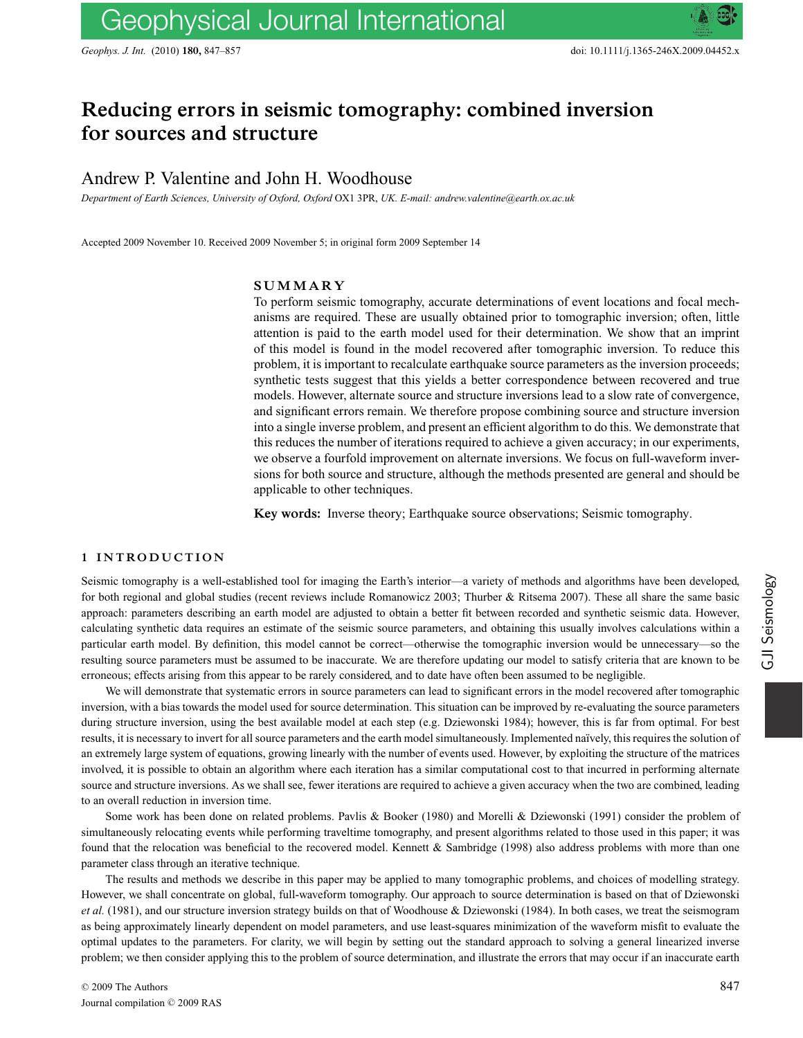# Reducing errors in seismic tomography: combined inversion for sources and structure

Andrew P. Valentine and John H. Woodhouse

*Department of Earth Sciences, University of Oxford, Oxford OX1 3PR, UK. E-mail: andrew.valentine@earth.ox.ac.uk*

Accepted 2009 November 10. Received 2009 November 5; in original form 2009 September 14

## SUMMARY

To perform seismic tomography, accurate determinations of event locations and focal mechanisms are required. These are usually obtained prior to tomographic inversion; often, little attention is paid to the earth model used for their determination. We show that an imprint of this model is found in the model recovered after tomographic inversion. To reduce this problem, it is important to recalculate earthquake source parameters as the inversion proceeds; synthetic tests suggest that this yields a better correspondence between recovered and true models. However, alternate source and structure inversions lead to a slow rate of convergence, and significant errors remain. We therefore propose combining source and structure inversion into a single inverse problem, and present an efficient algorithm to do this. We demonstrate that this reduces the number of iterations required to achieve a given accuracy; in our experiments, we observe a fourfold improvement on alternate inversions. We focus on full-waveform inversions for both source and structure, although the methods presented are general and should be applicable to other techniques.

**Key words:** Inverse theory; Earthquake source observations; Seismic tomography.

## 1 INTRODUCTION

Seismic tomography is a well-established tool for imaging the Earth's interior—a variety of methods and algorithms have been developed, for both regional and global studies (recent reviews include Romanowicz 2003; Thurber & Ritsema 2007). These all share the same basic approach: parameters describing an earth model are adjusted to obtain a better fit between recorded and synthetic seismic data. However, calculating synthetic data requires an estimate of the seismic source parameters, and obtaining this usually involves calculations within a particular earth model. By definition, this model cannot be correct—otherwise the tomographic inversion would be unnecessary—so the resulting source parameters must be assumed to be inaccurate. We are therefore updating our model to satisfy criteria that are known to be erroneous; effects arising from this appear to be rarely considered, and to date have often been assumed to be negligible.

We will demonstrate that systematic errors in source parameters can lead to significant errors in the model recovered after tomographic inversion, with a bias towards the model used for source determination. This situation can be improved by re-evaluating the source parameters during structure inversion, using the best available model at each step (e.g. Dziewonski 1984); however, this is far from optimal. For best results, it is necessary to invert for all source parameters and the earth model simultaneously. Implemented naïvely, this requires the solution of an extremely large system of equations, growing linearly with the number of events used. However, by exploiting the structure of the matrices involved, it is possible to obtain an algorithm where each iteration has a similar computational cost to that incurred in performing alternate source and structure inversions. As we shall see, fewer iterations are required to achieve a given accuracy when the two are combined, leading to an overall reduction in inversion time.

Some work has been done on related problems. Pavlis & Booker (1980) and Morelli & Dziewonski (1991) consider the problem of simultaneously relocating events while performing traveltime tomography, and present algorithms related to those used in this paper; it was found that the relocation was beneficial to the recovered model. Kennett & Sambridge (1998) also address problems with more than one parameter class through an iterative technique.

The results and methods we describe in this paper may be applied to many tomographic problems, and choices of modelling strategy. However, we shall concentrate on global, full-waveform tomography. Our approach to source determination is based on that of Dziewonski *et al.* (1981), and our structure inversion strategy builds on that of Woodhouse & Dziewonski (1984). In both cases, we treat the seismogram as being approximately linearly dependent on model parameters, and use least-squares minimization of the waveform misfit to evaluate the optimal updates to the parameters. For clarity, we will begin by setting out the standard approach to solving a general linearized inverse problem; we then consider applying this to the problem of source determination, and illustrate the errors that may occur if an inaccurate earth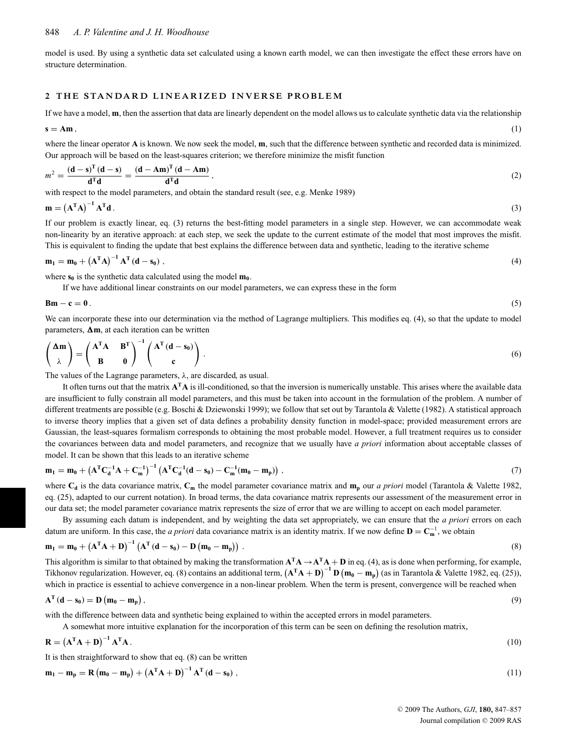model is used. By using a synthetic data set calculated using a known earth model, we can then investigate the effect these errors have on structure determination.

## 2 THE STANDARD LINEARIZED INVERSE PROBLEM

If we have a model, $\mathbf{m}$, then the assertion that data are linearly dependent on the model allows us to calculate synthetic data via the relationship

$$\mathbf{s} = \mathbf{A}\mathbf{m}\,, \tag{1}$$

where the linear operator $\mathbf{A}$ is known. We now seek the model, $\mathbf{m}$, such that the difference between synthetic and recorded data is minimized. Our approach will be based on the least-squares criterion; we therefore minimize the misfit function

$$m^2 = \frac{(\mathbf{d}-\mathbf{s})^{\mathbf{T}}(\mathbf{d}-\mathbf{s})}{\mathbf{d}^{\mathbf{T}}\mathbf{d}} = \frac{(\mathbf{d}-\mathbf{A}\mathbf{m})^{\mathbf{T}}(\mathbf{d}-\mathbf{A}\mathbf{m})}{\mathbf{d}^{\mathbf{T}}\mathbf{d}}\,, \tag{2}$$

with respect to the model parameters, and obtain the standard result (see, e.g. Menke 1989)

$$\mathbf{m} = \left(\mathbf{A}^{\mathbf{T}}\mathbf{A}\right)^{-1}\mathbf{A}^{\mathbf{T}}\mathbf{d}\,. \tag{3}$$

If our problem is exactly linear, eq. (3) returns the best-fitting model parameters in a single step. However, we can accommodate weak non-linearity by an iterative approach: at each step, we seek the update to the current estimate of the model that most improves the misfit. This is equivalent to finding the update that best explains the difference between data and synthetic, leading to the iterative scheme

$$\mathbf{m_1} = \mathbf{m_0} + \left(\mathbf{A}^{\mathbf{T}}\mathbf{A}\right)^{-1}\mathbf{A}^{\mathbf{T}}\left(\mathbf{d}-\mathbf{s_0}\right)\,, \tag{4}$$

where $\mathbf{s_0}$ is the synthetic data calculated using the model $\mathbf{m_0}$.

If we have additional linear constraints on our model parameters, we can express these in the form

$$\mathbf{B}\mathbf{m} - \mathbf{c} = \mathbf{0}\,. \tag{5}$$

We can incorporate these into our determination via the method of Lagrange multipliers. This modifies eq. (4), so that the update to model parameters, $\mathbf{\Delta m}$, at each iteration can be written

$$\begin{pmatrix}\mathbf{\Delta m}\\ \lambda\end{pmatrix} = \begin{pmatrix}\mathbf{A}^{\mathbf{T}}\mathbf{A} & \mathbf{B}^{\mathbf{T}}\\ \mathbf{B} & \mathbf{0}\end{pmatrix}^{-1}\begin{pmatrix}\mathbf{A}^{\mathbf{T}}(\mathbf{d}-\mathbf{s_0})\\ \mathbf{c}\end{pmatrix}\,. \tag{6}$$

The values of the Lagrange parameters, $\lambda$, are discarded, as usual.

It often turns out that the matrix $\mathbf{A}^{\mathbf{T}}\mathbf{A}$ is ill-conditioned, so that the inversion is numerically unstable. This arises where the available data are insufficient to fully constrain all model parameters, and this must be taken into account in the formulation of the problem. A number of different treatments are possible (e.g. Boschi & Dziewonski 1999); we follow that set out by Tarantola & Valette (1982). A statistical approach to inverse theory implies that a given set of data defines a probability density function in model-space; provided measurement errors are Gaussian, the least-squares formalism corresponds to obtaining the most probable model. However, a full treatment requires us to consider the covariances between data and model parameters, and recognize that we usually have *a priori* information about acceptable classes of model. It can be shown that this leads to an iterative scheme

$$\mathbf{m_1} = \mathbf{m_0} + \left(\mathbf{A}^{\mathbf{T}}\mathbf{C_d^{-1}}\mathbf{A} + \mathbf{C_m^{-1}}\right)^{-1}\left(\mathbf{A}^{\mathbf{T}}\mathbf{C_d^{-1}}(\mathbf{d}-\mathbf{s_0}) - \mathbf{C_m^{-1}}(\mathbf{m_0}-\mathbf{m_p})\right)\,, \tag{7}$$

where $\mathbf{C_d}$ is the data covariance matrix, $\mathbf{C_m}$ the model parameter covariance matrix and $\mathbf{m_p}$ our *a priori* model (Tarantola & Valette 1982, eq. (25), adapted to our current notation). In broad terms, the data covariance matrix represents our assessment of the measurement error in our data set; the model parameter covariance matrix represents the size of error that we are willing to accept on each model parameter.

By assuming each datum is independent, and by weighting the data set appropriately, we can ensure that the *a priori* errors on each datum are uniform. In this case, the *a priori* data covariance matrix is an identity matrix. If we now define $\mathbf{D} = \mathbf{C_m^{-1}}$, we obtain

$$\mathbf{m_1} = \mathbf{m_0} + \left(\mathbf{A}^{\mathbf{T}}\mathbf{A} + \mathbf{D}\right)^{-1}\left(\mathbf{A}^{\mathbf{T}}\left(\mathbf{d}-\mathbf{s_0}\right) - \mathbf{D}\left(\mathbf{m_0}-\mathbf{m_p}\right)\right)\,. \tag{8}$$

This algorithm is similar to that obtained by making the transformation $\mathbf{A}^{\mathbf{T}}\mathbf{A} \to \mathbf{A}^{\mathbf{T}}\mathbf{A} + \mathbf{D}$ in eq. (4), as is done when performing, for example, Tikhonov regularization. However, eq. (8) contains an additional term, $\left(\mathbf{A}^{\mathbf{T}}\mathbf{A} + \mathbf{D}\right)^{-1}\mathbf{D}\left(\mathbf{m_0}-\mathbf{m_p}\right)$ (as in Tarantola & Valette 1982, eq. (25)), which in practice is essential to achieve convergence in a non-linear problem. When the term is present, convergence will be reached when

$$\mathbf{A}^{\mathbf{T}}\left(\mathbf{d}-\mathbf{s_0}\right) = \mathbf{D}\left(\mathbf{m_0}-\mathbf{m_p}\right)\,, \tag{9}$$

with the difference between data and synthetic being explained to within the accepted errors in model parameters.

A somewhat more intuitive explanation for the incorporation of this term can be seen on defining the resolution matrix,

$$\mathbf{R} = \left(\mathbf{A}^{\mathbf{T}}\mathbf{A} + \mathbf{D}\right)^{-1}\mathbf{A}^{\mathbf{T}}\mathbf{A}\,. \tag{10}$$

It is then straightforward to show that eq. (8) can be written

$$\mathbf{m_1} - \mathbf{m_p} = \mathbf{R}\left(\mathbf{m_0}-\mathbf{m_p}\right) + \left(\mathbf{A}^{\mathbf{T}}\mathbf{A} + \mathbf{D}\right)^{-1}\mathbf{A}^{\mathbf{T}}\left(\mathbf{d}-\mathbf{s_0}\right)\,, \tag{11}$$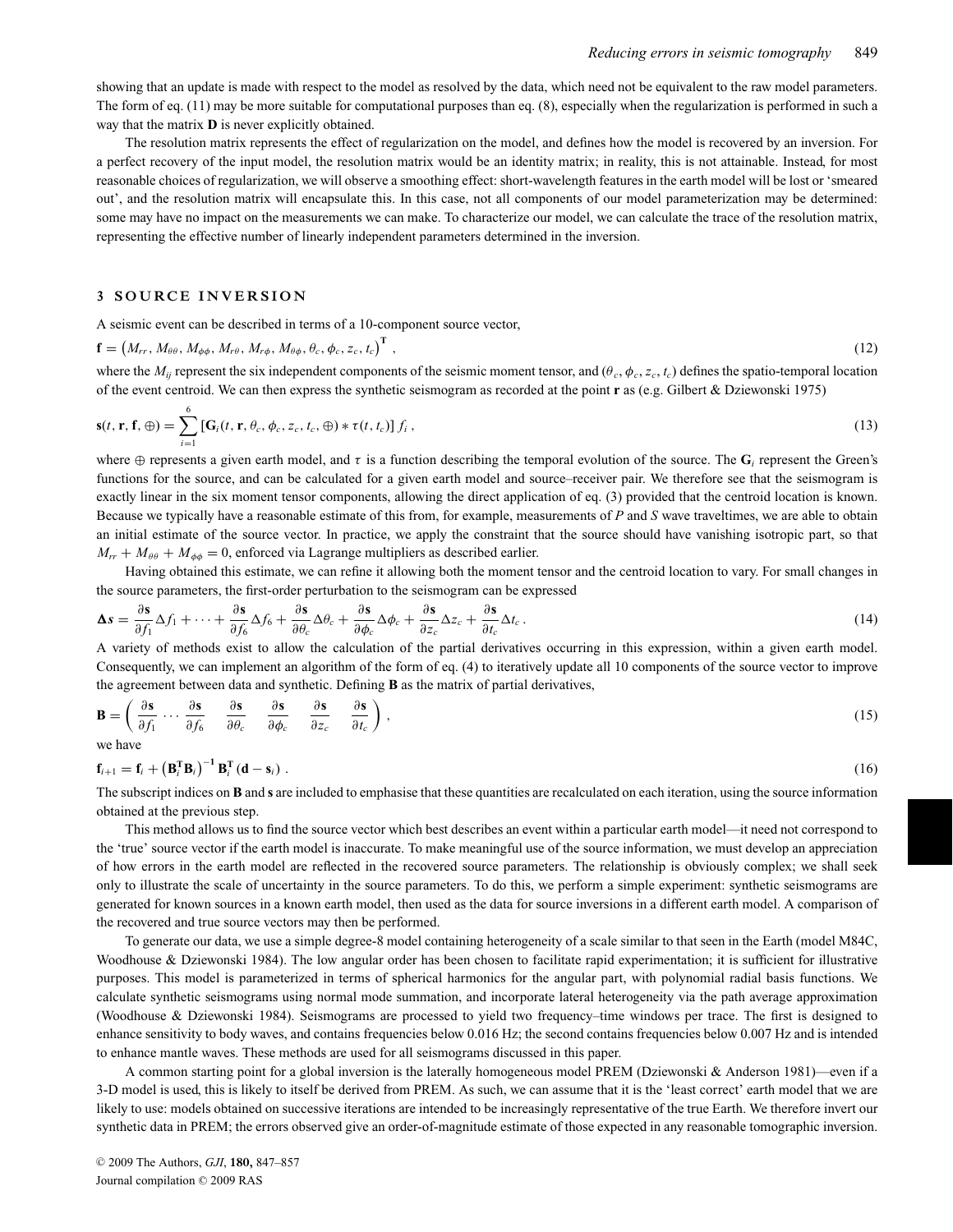showing that an update is made with respect to the model as resolved by the data, which need not be equivalent to the raw model parameters. The form of eq. (11) may be more suitable for computational purposes than eq. (8), especially when the regularization is performed in such a way that the matrix $\mathbf{D}$ is never explicitly obtained.

The resolution matrix represents the effect of regularization on the model, and defines how the model is recovered by an inversion. For a perfect recovery of the input model, the resolution matrix would be an identity matrix; in reality, this is not attainable. Instead, for most reasonable choices of regularization, we will observe a smoothing effect: short-wavelength features in the earth model will be lost or 'smeared out', and the resolution matrix will encapsulate this. In this case, not all components of our model parameterization may be determined: some may have no impact on the measurements we can make. To characterize our model, we can calculate the trace of the resolution matrix, representing the effective number of linearly independent parameters determined in the inversion.

## 3 SOURCE INVERSION

A seismic event can be described in terms of a 10-component source vector,

$$\mathbf{f} = \left(M_{rr}, M_{\theta\theta}, M_{\phi\phi}, M_{r\theta}, M_{r\phi}, M_{\theta\phi}, \theta_c, \phi_c, z_c, t_c\right)^{\mathbf{T}}, \tag{12}$$

where the $M_{ij}$ represent the six independent components of the seismic moment tensor, and $(\theta_c, \phi_c, z_c, t_c)$ defines the spatio-temporal location of the event centroid. We can then express the synthetic seismogram as recorded at the point $\mathbf{r}$ as (e.g. Gilbert & Dziewonski 1975)

$$\mathbf{s}(t, \mathbf{r}, \mathbf{f}, \oplus) = \sum_{i=1}^{6} \left[\mathbf{G}_i(t, \mathbf{r}, \theta_c, \phi_c, z_c, t_c, \oplus) * \tau(t, t_c)\right] f_i\,, \tag{13}$$

where $\oplus$ represents a given earth model, and $\tau$ is a function describing the temporal evolution of the source. The $\mathbf{G}_i$ represent the Green's functions for the source, and can be calculated for a given earth model and source–receiver pair. We therefore see that the seismogram is exactly linear in the six moment tensor components, allowing the direct application of eq. (3) provided that the centroid location is known. Because we typically have a reasonable estimate of this from, for example, measurements of $P$ and $S$ wave traveltimes, we are able to obtain an initial estimate of the source vector. In practice, we apply the constraint that the source should have vanishing isotropic part, so that $M_{rr} + M_{\theta\theta} + M_{\phi\phi} = 0$, enforced via Lagrange multipliers as described earlier.

Having obtained this estimate, we can refine it allowing both the moment tensor and the centroid location to vary. For small changes in the source parameters, the first-order perturbation to the seismogram can be expressed

$$\Delta\mathbf{s} = \frac{\partial \mathbf{s}}{\partial f_1}\Delta f_1 + \cdots + \frac{\partial \mathbf{s}}{\partial f_6}\Delta f_6 + \frac{\partial \mathbf{s}}{\partial \theta_c}\Delta\theta_c + \frac{\partial \mathbf{s}}{\partial \phi_c}\Delta\phi_c + \frac{\partial \mathbf{s}}{\partial z_c}\Delta z_c + \frac{\partial \mathbf{s}}{\partial t_c}\Delta t_c\,. \tag{14}$$

A variety of methods exist to allow the calculation of the partial derivatives occurring in this expression, within a given earth model. Consequently, we can implement an algorithm of the form of eq. (4) to iteratively update all 10 components of the source vector to improve the agreement between data and synthetic. Defining $\mathbf{B}$ as the matrix of partial derivatives,

$$\mathbf{B} = \begin{pmatrix} \dfrac{\partial \mathbf{s}}{\partial f_1} & \cdots & \dfrac{\partial \mathbf{s}}{\partial f_6} & \dfrac{\partial \mathbf{s}}{\partial \theta_c} & \dfrac{\partial \mathbf{s}}{\partial \phi_c} & \dfrac{\partial \mathbf{s}}{\partial z_c} & \dfrac{\partial \mathbf{s}}{\partial t_c} \end{pmatrix}, \tag{15}$$

we have

$$\mathbf{f}_{i+1} = \mathbf{f}_i + \left(\mathbf{B}_i^{\mathbf{T}}\mathbf{B}_i\right)^{-1}\mathbf{B}_i^{\mathbf{T}}\left(\mathbf{d} - \mathbf{s}_i\right). \tag{16}$$

The subscript indices on $\mathbf{B}$ and $\mathbf{s}$ are included to emphasise that these quantities are recalculated on each iteration, using the source information obtained at the previous step.

This method allows us to find the source vector which best describes an event within a particular earth model—it need not correspond to the 'true' source vector if the earth model is inaccurate. To make meaningful use of the source information, we must develop an appreciation of how errors in the earth model are reflected in the recovered source parameters. The relationship is obviously complex; we shall seek only to illustrate the scale of uncertainty in the source parameters. To do this, we perform a simple experiment: synthetic seismograms are generated for known sources in a known earth model, then used as the data for source inversions in a different earth model. A comparison of the recovered and true source vectors may then be performed.

To generate our data, we use a simple degree-8 model containing heterogeneity of a scale similar to that seen in the Earth (model M84C, Woodhouse & Dziewonski 1984). The low angular order has been chosen to facilitate rapid experimentation; it is sufficient for illustrative purposes. This model is parameterized in terms of spherical harmonics for the angular part, with polynomial radial basis functions. We calculate synthetic seismograms using normal mode summation, and incorporate lateral heterogeneity via the path average approximation (Woodhouse & Dziewonski 1984). Seismograms are processed to yield two frequency–time windows per trace. The first is designed to enhance sensitivity to body waves, and contains frequencies below 0.016 Hz; the second contains frequencies below 0.007 Hz and is intended to enhance mantle waves. These methods are used for all seismograms discussed in this paper.

A common starting point for a global inversion is the laterally homogeneous model PREM (Dziewonski & Anderson 1981)—even if a 3-D model is used, this is likely to itself be derived from PREM. As such, we can assume that it is the 'least correct' earth model that we are likely to use: models obtained on successive iterations are intended to be increasingly representative of the true Earth. We therefore invert our synthetic data in PREM; the errors observed give an order-of-magnitude estimate of those expected in any reasonable tomographic inversion.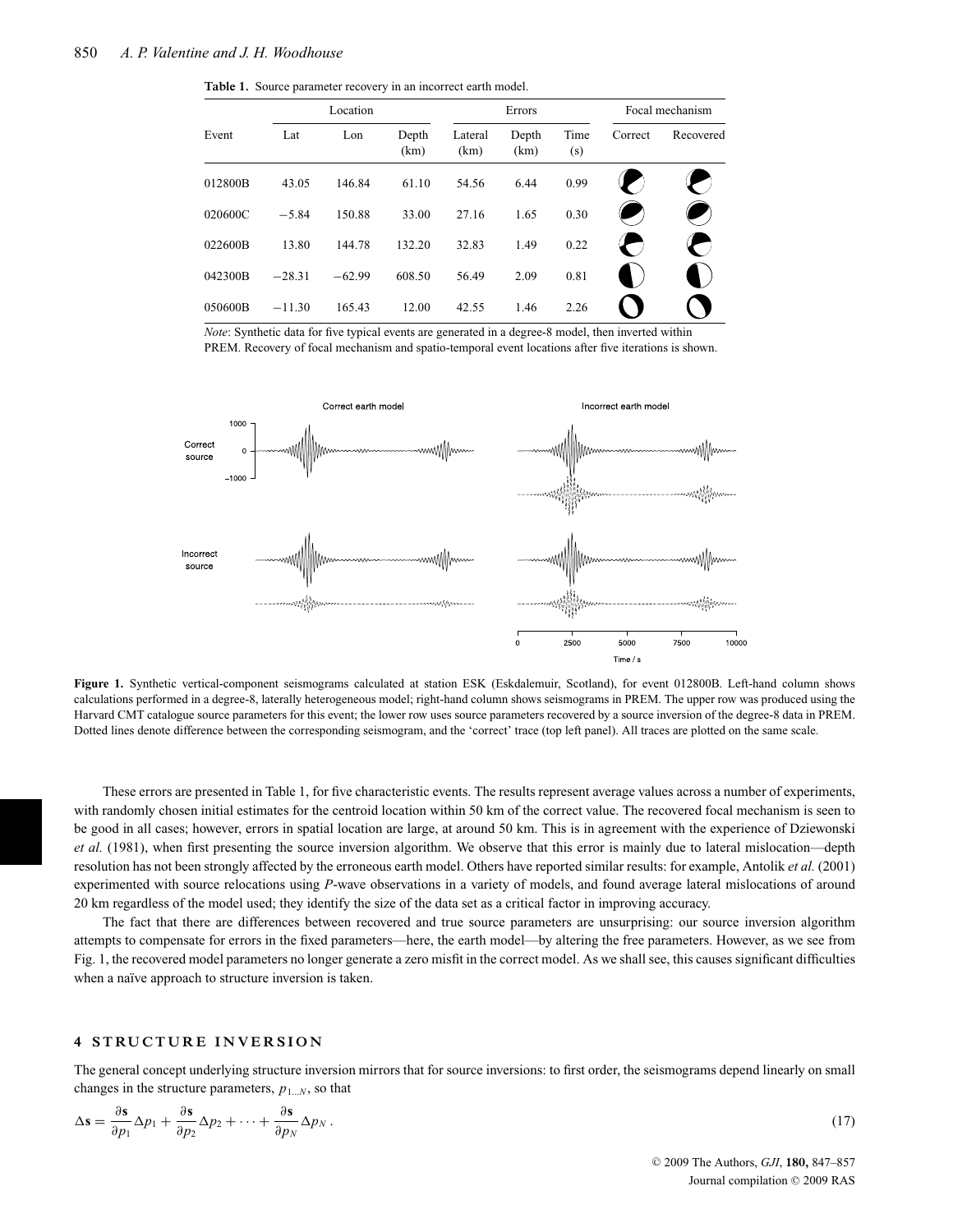**Table 1.** Source parameter recovery in an incorrect earth model.

| Event | Location | | | Errors | | | Focal mechanism | |
|---|---|---|---|---|---|---|---|---|
| | Lat | Lon | Depth (km) | Lateral (km) | Depth (km) | Time (s) | Correct | Recovered |
| 012800B | 43.05 | 146.84 | 61.10 | 54.56 | 6.44 | 0.99 | | |
| 020600C | −5.84 | 150.88 | 33.00 | 27.16 | 1.65 | 0.30 | | |
| 022600B | 13.80 | 144.78 | 132.20 | 32.83 | 1.49 | 0.22 | | |
| 042300B | −28.31 | −62.99 | 608.50 | 56.49 | 2.09 | 0.81 | | |
| 050600B | −11.30 | 165.43 | 12.00 | 42.55 | 1.46 | 2.26 | | |

*Note*: Synthetic data for five typical events are generated in a degree-8 model, then inverted within PREM. Recovery of focal mechanism and spatio-temporal event locations after five iterations is shown.

**Figure 1.** Synthetic vertical-component seismograms calculated at station ESK (Eskdalemuir, Scotland), for event 012800B. Left-hand column shows calculations performed in a degree-8, laterally heterogeneous model; right-hand column shows seismograms in PREM. The upper row was produced using the Harvard CMT catalogue source parameters for this event; the lower row uses source parameters recovered by a source inversion of the degree-8 data in PREM. Dotted lines denote difference between the corresponding seismogram, and the 'correct' trace (top left panel). All traces are plotted on the same scale.

These errors are presented in Table 1, for five characteristic events. The results represent average values across a number of experiments, with randomly chosen initial estimates for the centroid location within 50 km of the correct value. The recovered focal mechanism is seen to be good in all cases; however, errors in spatial location are large, at around 50 km. This is in agreement with the experience of Dziewonski *et al.* (1981), when first presenting the source inversion algorithm. We observe that this error is mainly due to lateral mislocation—depth resolution has not been strongly affected by the erroneous earth model. Others have reported similar results: for example, Antolik *et al.* (2001) experimented with source relocations using *P*-wave observations in a variety of models, and found average lateral mislocations of around 20 km regardless of the model used; they identify the size of the data set as a critical factor in improving accuracy.

The fact that there are differences between recovered and true source parameters are unsurprising: our source inversion algorithm attempts to compensate for errors in the fixed parameters—here, the earth model—by altering the free parameters. However, as we see from Fig. 1, the recovered model parameters no longer generate a zero misfit in the correct model. As we shall see, this causes significant difficulties when a naïve approach to structure inversion is taken.

## 4 STRUCTURE INVERSION

The general concept underlying structure inversion mirrors that for source inversions: to first order, the seismograms depend linearly on small changes in the structure parameters, $p_{1\ldots N}$, so that

$$\Delta \mathbf{s} = \frac{\partial \mathbf{s}}{\partial p_1}\Delta p_1 + \frac{\partial \mathbf{s}}{\partial p_2}\Delta p_2 + \cdots + \frac{\partial \mathbf{s}}{\partial p_N}\Delta p_N \,. \tag{17}$$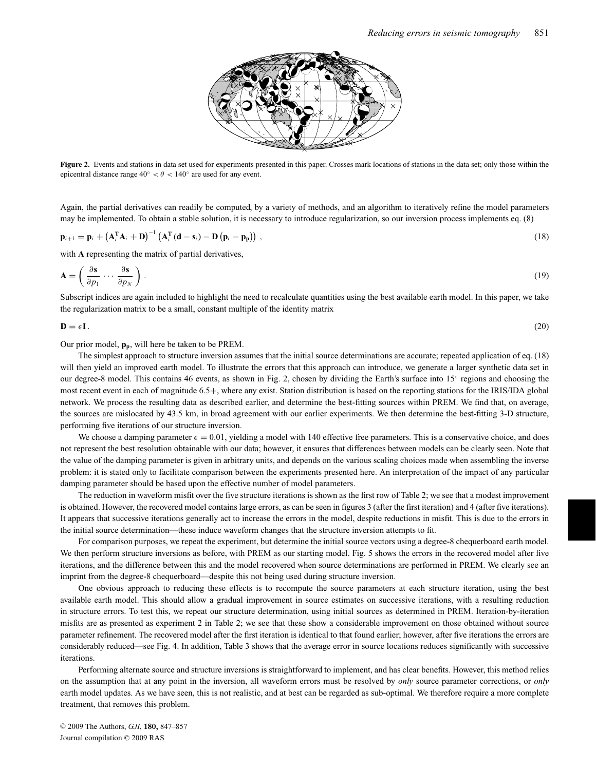Figure 2. Events and stations in data set used for experiments presented in this paper. Crosses mark locations of stations in the data set; only those within the epicentral distance range $40^\circ < \theta < 140^\circ$ are used for any event.

Again, the partial derivatives can readily be computed, by a variety of methods, and an algorithm to iteratively refine the model parameters may be implemented. To obtain a stable solution, it is necessary to introduce regularization, so our inversion process implements eq. (8)

$$\mathbf{p}_{i+1} = \mathbf{p}_i + \left(\mathbf{A}_i^{\mathbf{T}}\mathbf{A}_i + \mathbf{D}\right)^{-1}\left(\mathbf{A}_i^{\mathbf{T}}\left(\mathbf{d} - \mathbf{s}_i\right) - \mathbf{D}\left(\mathbf{p}_i - \mathbf{p}_{\mathbf{p}}\right)\right) , \tag{18}$$

with $\mathbf{A}$ representing the matrix of partial derivatives,

$$\mathbf{A} = \left( \frac{\partial \mathbf{s}}{\partial p_1} \cdots \frac{\partial \mathbf{s}}{\partial p_N} \right) . \tag{19}$$

Subscript indices are again included to highlight the need to recalculate quantities using the best available earth model. In this paper, we take the regularization matrix to be a small, constant multiple of the identity matrix

$$\mathbf{D} = \epsilon \mathbf{I} . \tag{20}$$

Our prior model, $\mathbf{p}_{\mathbf{p}}$, will here be taken to be PREM.

The simplest approach to structure inversion assumes that the initial source determinations are accurate; repeated application of eq. (18) will then yield an improved earth model. To illustrate the errors that this approach can introduce, we generate a larger synthetic data set in our degree-8 model. This contains 46 events, as shown in Fig. 2, chosen by dividing the Earth's surface into 15° regions and choosing the most recent event in each of magnitude 6.5+, where any exist. Station distribution is based on the reporting stations for the IRIS/IDA global network. We process the resulting data as described earlier, and determine the best-fitting sources within PREM. We find that, on average, the sources are mislocated by 43.5 km, in broad agreement with our earlier experiments. We then determine the best-fitting 3-D structure, performing five iterations of our structure inversion.

We choose a damping parameter $\epsilon = 0.01$, yielding a model with 140 effective free parameters. This is a conservative choice, and does not represent the best resolution obtainable with our data; however, it ensures that differences between models can be clearly seen. Note that the value of the damping parameter is given in arbitrary units, and depends on the various scaling choices made when assembling the inverse problem: it is stated only to facilitate comparison between the experiments presented here. An interpretation of the impact of any particular damping parameter should be based upon the effective number of model parameters.

The reduction in waveform misfit over the five structure iterations is shown as the first row of Table 2; we see that a modest improvement is obtained. However, the recovered model contains large errors, as can be seen in figures 3 (after the first iteration) and 4 (after five iterations). It appears that successive iterations generally act to increase the errors in the model, despite reductions in misfit. This is due to the errors in the initial source determination—these induce waveform changes that the structure inversion attempts to fit.

For comparison purposes, we repeat the experiment, but determine the initial source vectors using a degree-8 chequerboard earth model. We then perform structure inversions as before, with PREM as our starting model. Fig. 5 shows the errors in the recovered model after five iterations, and the difference between this and the model recovered when source determinations are performed in PREM. We clearly see an imprint from the degree-8 chequerboard—despite this not being used during structure inversion.

One obvious approach to reducing these effects is to recompute the source parameters at each structure iteration, using the best available earth model. This should allow a gradual improvement in source estimates on successive iterations, with a resulting reduction in structure errors. To test this, we repeat our structure determination, using initial sources as determined in PREM. Iteration-by-iteration misfits are as presented as experiment 2 in Table 2; we see that these show a considerable improvement on those obtained without source parameter refinement. The recovered model after the first iteration is identical to that found earlier; however, after five iterations the errors are considerably reduced—see Fig. 4. In addition, Table 3 shows that the average error in source locations reduces significantly with successive iterations.

Performing alternate source and structure inversions is straightforward to implement, and has clear benefits. However, this method relies on the assumption that at any point in the inversion, all waveform errors must be resolved by *only* source parameter corrections, or *only* earth model updates. As we have seen, this is not realistic, and at best can be regarded as sub-optimal. We therefore require a more complete treatment, that removes this problem.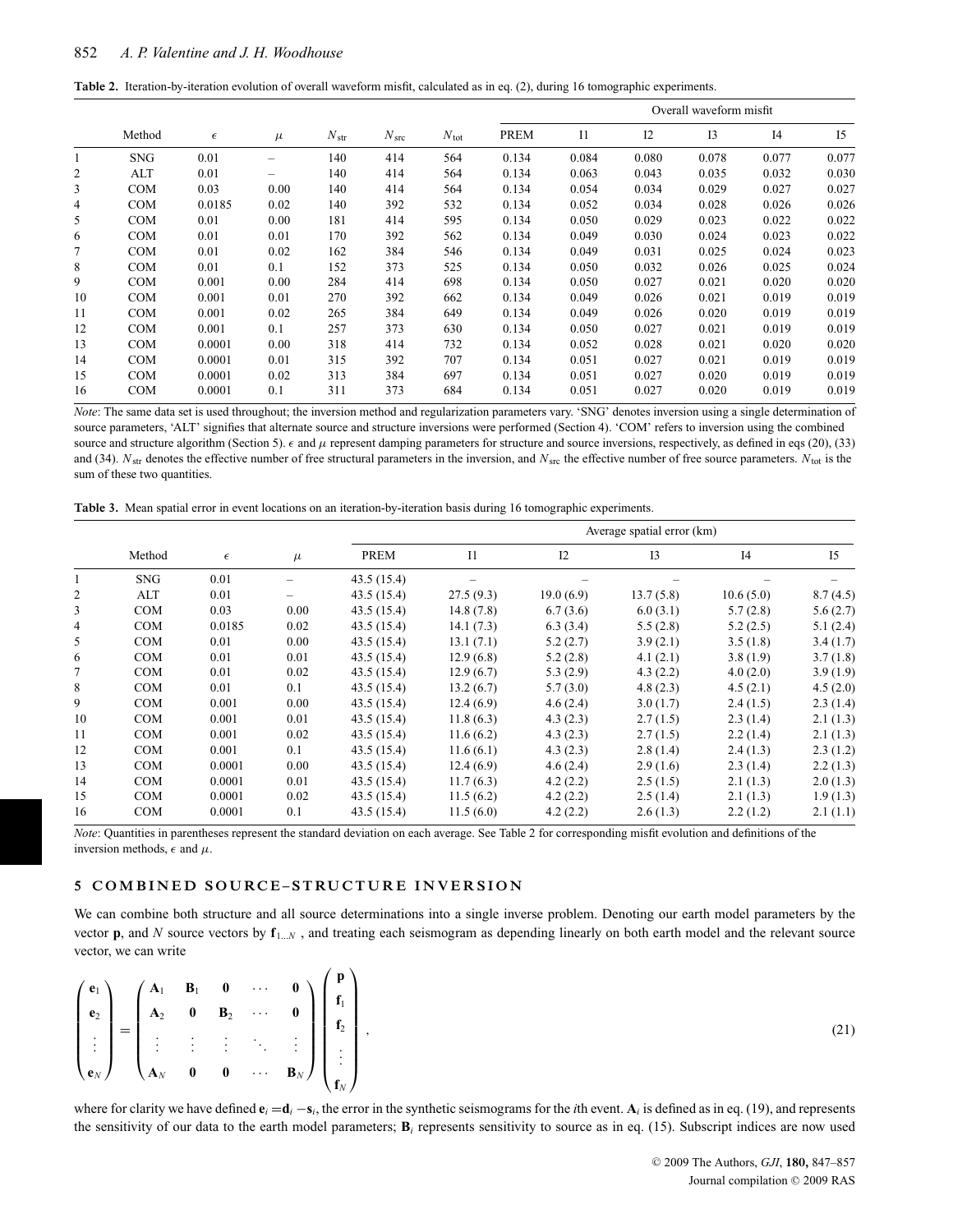**Table 2.** Iteration-by-iteration evolution of overall waveform misfit, calculated as in eq. (2), during 16 tomographic experiments.

| | Method | $\epsilon$ | $\mu$ | $N_{\text{str}}$ | $N_{\text{src}}$ | $N_{\text{tot}}$ | Overall waveform misfit | | | | | |
|---|---|---|---|---|---|---|---|---|---|---|---|---|
| | | | | | | | PREM | I1 | I2 | I3 | I4 | I5 |
| 1 | SNG | 0.01 | – | 140 | 414 | 564 | 0.134 | 0.084 | 0.080 | 0.078 | 0.077 | 0.077 |
| 2 | ALT | 0.01 | – | 140 | 414 | 564 | 0.134 | 0.063 | 0.043 | 0.035 | 0.032 | 0.030 |
| 3 | COM | 0.03 | 0.00 | 140 | 414 | 564 | 0.134 | 0.054 | 0.034 | 0.029 | 0.027 | 0.027 |
| 4 | COM | 0.0185 | 0.02 | 140 | 392 | 532 | 0.134 | 0.052 | 0.034 | 0.028 | 0.026 | 0.026 |
| 5 | COM | 0.01 | 0.00 | 181 | 414 | 595 | 0.134 | 0.050 | 0.029 | 0.023 | 0.022 | 0.022 |
| 6 | COM | 0.01 | 0.01 | 170 | 392 | 562 | 0.134 | 0.049 | 0.030 | 0.024 | 0.023 | 0.022 |
| 7 | COM | 0.01 | 0.02 | 162 | 384 | 546 | 0.134 | 0.049 | 0.031 | 0.025 | 0.024 | 0.023 |
| 8 | COM | 0.01 | 0.1 | 152 | 373 | 525 | 0.134 | 0.050 | 0.032 | 0.026 | 0.025 | 0.024 |
| 9 | COM | 0.001 | 0.00 | 284 | 414 | 698 | 0.134 | 0.050 | 0.027 | 0.021 | 0.020 | 0.020 |
| 10 | COM | 0.001 | 0.01 | 270 | 392 | 662 | 0.134 | 0.049 | 0.026 | 0.021 | 0.019 | 0.019 |
| 11 | COM | 0.001 | 0.02 | 265 | 384 | 649 | 0.134 | 0.049 | 0.026 | 0.020 | 0.019 | 0.019 |
| 12 | COM | 0.001 | 0.1 | 257 | 373 | 630 | 0.134 | 0.050 | 0.027 | 0.021 | 0.019 | 0.019 |
| 13 | COM | 0.0001 | 0.00 | 318 | 414 | 732 | 0.134 | 0.052 | 0.028 | 0.021 | 0.020 | 0.020 |
| 14 | COM | 0.0001 | 0.01 | 315 | 392 | 707 | 0.134 | 0.051 | 0.027 | 0.021 | 0.019 | 0.019 |
| 15 | COM | 0.0001 | 0.02 | 313 | 384 | 697 | 0.134 | 0.051 | 0.027 | 0.020 | 0.019 | 0.019 |
| 16 | COM | 0.0001 | 0.1 | 311 | 373 | 684 | 0.134 | 0.051 | 0.027 | 0.020 | 0.019 | 0.019 |

*Note*: The same data set is used throughout; the inversion method and regularization parameters vary. 'SNG' denotes inversion using a single determination of source parameters, 'ALT' signifies that alternate source and structure inversions were performed (Section 4). 'COM' refers to inversion using the combined source and structure algorithm (Section 5). $\epsilon$ and $\mu$ represent damping parameters for structure and source inversions, respectively, as defined in eqs (20), (33) and (34). $N_{\text{str}}$ denotes the effective number of free structural parameters in the inversion, and $N_{\text{src}}$ the effective number of free source parameters. $N_{\text{tot}}$ is the sum of these two quantities.

**Table 3.** Mean spatial error in event locations on an iteration-by-iteration basis during 16 tomographic experiments.

| | Method | $\epsilon$ | $\mu$ | Average spatial error (km) | | | | | |
|---|---|---|---|---|---|---|---|---|---|
| | | | | PREM | I1 | I2 | I3 | I4 | I5 |
| 1 | SNG | 0.01 | – | 43.5 (15.4) | – | – | – | – | – |
| 2 | ALT | 0.01 | – | 43.5 (15.4) | 27.5 (9.3) | 19.0 (6.9) | 13.7 (5.8) | 10.6 (5.0) | 8.7 (4.5) |
| 3 | COM | 0.03 | 0.00 | 43.5 (15.4) | 14.8 (7.8) | 6.7 (3.6) | 6.0 (3.1) | 5.7 (2.8) | 5.6 (2.7) |
| 4 | COM | 0.0185 | 0.02 | 43.5 (15.4) | 14.1 (7.3) | 6.3 (3.4) | 5.5 (2.8) | 5.2 (2.5) | 5.1 (2.4) |
| 5 | COM | 0.01 | 0.00 | 43.5 (15.4) | 13.1 (7.1) | 5.2 (2.7) | 3.9 (2.1) | 3.5 (1.8) | 3.4 (1.7) |
| 6 | COM | 0.01 | 0.01 | 43.5 (15.4) | 12.9 (6.8) | 5.2 (2.8) | 4.1 (2.1) | 3.8 (1.9) | 3.7 (1.8) |
| 7 | COM | 0.01 | 0.02 | 43.5 (15.4) | 12.9 (6.7) | 5.3 (2.9) | 4.3 (2.2) | 4.0 (2.0) | 3.9 (1.9) |
| 8 | COM | 0.01 | 0.1 | 43.5 (15.4) | 13.2 (6.7) | 5.7 (3.0) | 4.8 (2.3) | 4.5 (2.1) | 4.5 (2.0) |
| 9 | COM | 0.001 | 0.00 | 43.5 (15.4) | 12.4 (6.9) | 4.6 (2.4) | 3.0 (1.7) | 2.4 (1.5) | 2.3 (1.4) |
| 10 | COM | 0.001 | 0.01 | 43.5 (15.4) | 11.8 (6.3) | 4.3 (2.3) | 2.7 (1.5) | 2.3 (1.4) | 2.1 (1.3) |
| 11 | COM | 0.001 | 0.02 | 43.5 (15.4) | 11.6 (6.2) | 4.3 (2.3) | 2.7 (1.5) | 2.2 (1.4) | 2.1 (1.3) |
| 12 | COM | 0.001 | 0.1 | 43.5 (15.4) | 11.6 (6.1) | 4.3 (2.3) | 2.8 (1.4) | 2.4 (1.3) | 2.3 (1.2) |
| 13 | COM | 0.0001 | 0.00 | 43.5 (15.4) | 12.4 (6.9) | 4.6 (2.4) | 2.9 (1.6) | 2.3 (1.4) | 2.2 (1.3) |
| 14 | COM | 0.0001 | 0.01 | 43.5 (15.4) | 11.7 (6.3) | 4.2 (2.2) | 2.5 (1.5) | 2.1 (1.3) | 2.0 (1.3) |
| 15 | COM | 0.0001 | 0.02 | 43.5 (15.4) | 11.5 (6.2) | 4.2 (2.2) | 2.5 (1.4) | 2.1 (1.3) | 1.9 (1.3) |
| 16 | COM | 0.0001 | 0.1 | 43.5 (15.4) | 11.5 (6.0) | 4.2 (2.2) | 2.6 (1.3) | 2.2 (1.2) | 2.1 (1.1) |

*Note*: Quantities in parentheses represent the standard deviation on each average. See Table 2 for corresponding misfit evolution and definitions of the inversion methods, $\epsilon$ and $\mu$.

## 5 COMBINED SOURCE–STRUCTURE INVERSION

We can combine both structure and all source determinations into a single inverse problem. Denoting our earth model parameters by the vector $\mathbf{p}$, and $N$ source vectors by $\mathbf{f}_{1\ldots N}$, and treating each seismogram as depending linearly on both earth model and the relevant source vector, we can write

$$\begin{pmatrix} \mathbf{e}_1 \\ \mathbf{e}_2 \\ \vdots \\ \mathbf{e}_N \end{pmatrix} = \begin{pmatrix} \mathbf{A}_1 & \mathbf{B}_1 & \mathbf{0} & \cdots & \mathbf{0} \\ \mathbf{A}_2 & \mathbf{0} & \mathbf{B}_2 & \cdots & \mathbf{0} \\ \vdots & \vdots & \vdots & \ddots & \vdots \\ \mathbf{A}_N & \mathbf{0} & \mathbf{0} & \cdots & \mathbf{B}_N \end{pmatrix} \begin{pmatrix} \mathbf{p} \\ \mathbf{f}_1 \\ \mathbf{f}_2 \\ \vdots \\ \mathbf{f}_N \end{pmatrix}, \tag{21}$$

where for clarity we have defined $\mathbf{e}_i = \mathbf{d}_i - \mathbf{s}_i$, the error in the synthetic seismograms for the $i$th event. $\mathbf{A}_i$ is defined as in eq. (19), and represents the sensitivity of our data to the earth model parameters; $\mathbf{B}_i$ represents sensitivity to source as in eq. (15). Subscript indices are now used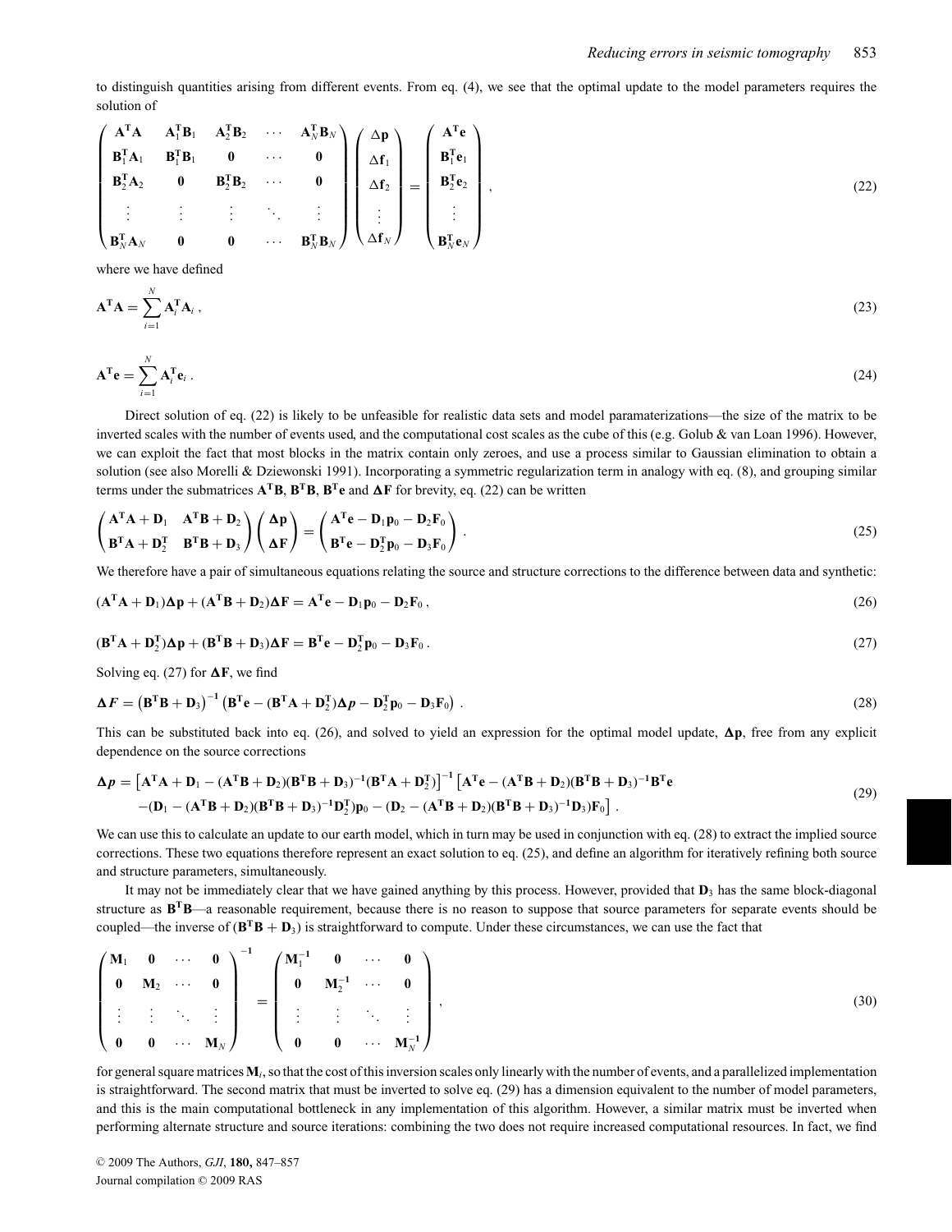to distinguish quantities arising from different events. From eq. (4), we see that the optimal update to the model parameters requires the solution of

$$
\begin{pmatrix}
\mathbf{A^T A} & \mathbf{A}_1^\mathbf{T}\mathbf{B}_1 & \mathbf{A}_2^\mathbf{T}\mathbf{B}_2 & \cdots & \mathbf{A}_N^\mathbf{T}\mathbf{B}_N \\
\mathbf{B}_1^\mathbf{T}\mathbf{A}_1 & \mathbf{B}_1^\mathbf{T}\mathbf{B}_1 & \mathbf{0} & \cdots & \mathbf{0} \\
\mathbf{B}_2^\mathbf{T}\mathbf{A}_2 & \mathbf{0} & \mathbf{B}_2^\mathbf{T}\mathbf{B}_2 & \cdots & \mathbf{0} \\
\vdots & \vdots & \vdots & \ddots & \vdots \\
\mathbf{B}_N^\mathbf{T}\mathbf{A}_N & \mathbf{0} & \mathbf{0} & \cdots & \mathbf{B}_N^\mathbf{T}\mathbf{B}_N
\end{pmatrix}
\begin{pmatrix}
\Delta\mathbf{p} \\ \Delta\mathbf{f}_1 \\ \Delta\mathbf{f}_2 \\ \vdots \\ \Delta\mathbf{f}_N
\end{pmatrix}
=
\begin{pmatrix}
\mathbf{A^T e} \\ \mathbf{B}_1^\mathbf{T}\mathbf{e}_1 \\ \mathbf{B}_2^\mathbf{T}\mathbf{e}_2 \\ \vdots \\ \mathbf{B}_N^\mathbf{T}\mathbf{e}_N
\end{pmatrix}, \tag{22}
$$

where we have defined

$$
\mathbf{A^T A} = \sum_{i=1}^{N} \mathbf{A}_i^\mathbf{T}\mathbf{A}_i \,, \tag{23}
$$

$$
\mathbf{A^T e} = \sum_{i=1}^{N} \mathbf{A}_i^\mathbf{T}\mathbf{e}_i \,. \tag{24}
$$

Direct solution of eq. (22) is likely to be unfeasible for realistic data sets and model paramaterizations—the size of the matrix to be inverted scales with the number of events used, and the computational cost scales as the cube of this (e.g. Golub & van Loan 1996). However, we can exploit the fact that most blocks in the matrix contain only zeroes, and use a process similar to Gaussian elimination to obtain a solution (see also Morelli & Dziewonski 1991). Incorporating a symmetric regularization term in analogy with eq. (8), and grouping similar terms under the submatrices $\mathbf{A^T B}$, $\mathbf{B^T B}$, $\mathbf{B^T e}$ and $\mathbf{\Delta F}$ for brevity, eq. (22) can be written

$$
\begin{pmatrix}
\mathbf{A^T A} + \mathbf{D}_1 & \mathbf{A^T B} + \mathbf{D}_2 \\
\mathbf{B^T A} + \mathbf{D}_2^\mathbf{T} & \mathbf{B^T B} + \mathbf{D}_3
\end{pmatrix}
\begin{pmatrix}
\mathbf{\Delta p} \\ \mathbf{\Delta F}
\end{pmatrix}
=
\begin{pmatrix}
\mathbf{A^T e} - \mathbf{D}_1\mathbf{p}_0 - \mathbf{D}_2\mathbf{F}_0 \\
\mathbf{B^T e} - \mathbf{D}_2^\mathbf{T}\mathbf{p}_0 - \mathbf{D}_3\mathbf{F}_0
\end{pmatrix}. \tag{25}
$$

We therefore have a pair of simultaneous equations relating the source and structure corrections to the difference between data and synthetic:

$$
(\mathbf{A^T A} + \mathbf{D}_1)\mathbf{\Delta p} + (\mathbf{A^T B} + \mathbf{D}_2)\mathbf{\Delta F} = \mathbf{A^T e} - \mathbf{D}_1\mathbf{p}_0 - \mathbf{D}_2\mathbf{F}_0 \,, \tag{26}
$$

$$
(\mathbf{B^T A} + \mathbf{D}_2^\mathbf{T})\mathbf{\Delta p} + (\mathbf{B^T B} + \mathbf{D}_3)\mathbf{\Delta F} = \mathbf{B^T e} - \mathbf{D}_2^\mathbf{T}\mathbf{p}_0 - \mathbf{D}_3\mathbf{F}_0 \,. \tag{27}
$$

Solving eq. (27) for $\mathbf{\Delta F}$, we find

$$
\mathbf{\Delta} \boldsymbol{F} = \left(\mathbf{B^T B} + \mathbf{D}_3\right)^{-1}\left(\mathbf{B^T e} - (\mathbf{B^T A} + \mathbf{D}_2^\mathbf{T})\mathbf{\Delta}\boldsymbol{p} - \mathbf{D}_2^\mathbf{T}\mathbf{p}_0 - \mathbf{D}_3\mathbf{F}_0\right). \tag{28}
$$

This can be substituted back into eq. (26), and solved to yield an expression for the optimal model update, $\mathbf{\Delta p}$, free from any explicit dependence on the source corrections

$$
\begin{aligned}
\mathbf{\Delta}\boldsymbol{p} = {} & \left[\mathbf{A^T A} + \mathbf{D}_1 - (\mathbf{A^T B} + \mathbf{D}_2)(\mathbf{B^T B} + \mathbf{D}_3)^{-1}(\mathbf{B^T A} + \mathbf{D}_2^\mathbf{T})\right]^{-1}\left[\mathbf{A^T e} - (\mathbf{A^T B} + \mathbf{D}_2)(\mathbf{B^T B} + \mathbf{D}_3)^{-1}\mathbf{B^T e}\right. \\
& \left. - (\mathbf{D}_1 - (\mathbf{A^T B} + \mathbf{D}_2)(\mathbf{B^T B} + \mathbf{D}_3)^{-1}\mathbf{D}_2^\mathbf{T})\mathbf{p}_0 - (\mathbf{D}_2 - (\mathbf{A^T B} + \mathbf{D}_2)(\mathbf{B^T B} + \mathbf{D}_3)^{-1}\mathbf{D}_3)\mathbf{F}_0\right].
\end{aligned} \tag{29}
$$

We can use this to calculate an update to our earth model, which in turn may be used in conjunction with eq. (28) to extract the implied source corrections. These two equations therefore represent an exact solution to eq. (25), and define an algorithm for iteratively refining both source and structure parameters, simultaneously.

It may not be immediately clear that we have gained anything by this process. However, provided that $\mathbf{D}_3$ has the same block-diagonal structure as $\mathbf{B^T B}$—a reasonable requirement, because there is no reason to suppose that source parameters for separate events should be coupled—the inverse of $(\mathbf{B^T B} + \mathbf{D}_3)$ is straightforward to compute. Under these circumstances, we can use the fact that

$$
\begin{pmatrix}
\mathbf{M}_1 & \mathbf{0} & \cdots & \mathbf{0} \\
\mathbf{0} & \mathbf{M}_2 & \cdots & \mathbf{0} \\
\vdots & \vdots & \ddots & \vdots \\
\mathbf{0} & \mathbf{0} & \cdots & \mathbf{M}_N
\end{pmatrix}^{-1}
=
\begin{pmatrix}
\mathbf{M}_1^{-1} & \mathbf{0} & \cdots & \mathbf{0} \\
\mathbf{0} & \mathbf{M}_2^{-1} & \cdots & \mathbf{0} \\
\vdots & \vdots & \ddots & \vdots \\
\mathbf{0} & \mathbf{0} & \cdots & \mathbf{M}_N^{-1}
\end{pmatrix}, \tag{30}
$$

for general square matrices $\mathbf{M}_i$, so that the cost of this inversion scales only linearly with the number of events, and a parallelized implementation is straightforward. The second matrix that must be inverted to solve eq. (29) has a dimension equivalent to the number of model parameters, and this is the main computational bottleneck in any implementation of this algorithm. However, a similar matrix must be inverted when performing alternate structure and source iterations: combining the two does not require increased computational resources. In fact, we find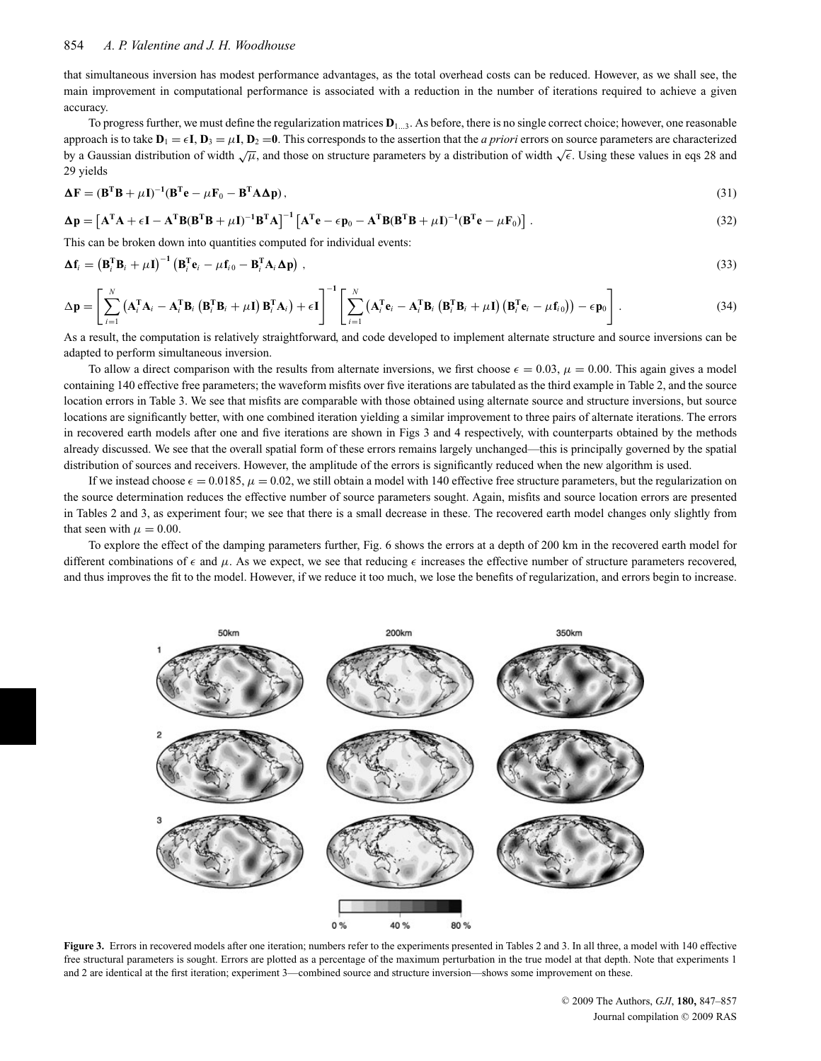that simultaneous inversion has modest performance advantages, as the total overhead costs can be reduced. However, as we shall see, the main improvement in computational performance is associated with a reduction in the number of iterations required to achieve a given accuracy.

To progress further, we must define the regularization matrices $\mathbf{D}_{1\ldots3}$. As before, there is no single correct choice; however, one reasonable approach is to take $\mathbf{D}_1 = \epsilon\mathbf{I}$, $\mathbf{D}_3 = \mu\mathbf{I}$, $\mathbf{D}_2 = \mathbf{0}$. This corresponds to the assertion that the *a priori* errors on source parameters are characterized by a Gaussian distribution of width $\sqrt{\mu}$, and those on structure parameters by a distribution of width $\sqrt{\epsilon}$. Using these values in eqs 28 and 29 yields

$$\Delta\mathbf{F} = (\mathbf{B}^{\mathbf{T}}\mathbf{B} + \mu\mathbf{I})^{-1}(\mathbf{B}^{\mathbf{T}}\mathbf{e} - \mu\mathbf{F}_0 - \mathbf{B}^{\mathbf{T}}\mathbf{A}\Delta\mathbf{p}), \tag{31}$$

$$\Delta\mathbf{p} = \left[\mathbf{A}^{\mathbf{T}}\mathbf{A} + \epsilon\mathbf{I} - \mathbf{A}^{\mathbf{T}}\mathbf{B}(\mathbf{B}^{\mathbf{T}}\mathbf{B} + \mu\mathbf{I})^{-1}\mathbf{B}^{\mathbf{T}}\mathbf{A}\right]^{-1}\left[\mathbf{A}^{\mathbf{T}}\mathbf{e} - \epsilon\mathbf{p}_0 - \mathbf{A}^{\mathbf{T}}\mathbf{B}(\mathbf{B}^{\mathbf{T}}\mathbf{B} + \mu\mathbf{I})^{-1}(\mathbf{B}^{\mathbf{T}}\mathbf{e} - \mu\mathbf{F}_0)\right]. \tag{32}$$

This can be broken down into quantities computed for individual events:

$$\Delta\mathbf{f}_i = \left(\mathbf{B}_i^{\mathbf{T}}\mathbf{B}_i + \mu\mathbf{I}\right)^{-1}\left(\mathbf{B}_i^{\mathbf{T}}\mathbf{e}_i - \mu\mathbf{f}_{i0} - \mathbf{B}_i^{\mathbf{T}}\mathbf{A}_i\Delta\mathbf{p}\right), \tag{33}$$

$$\Delta\mathbf{p} = \left[\sum_{i=1}^{N}\left(\mathbf{A}_i^{\mathbf{T}}\mathbf{A}_i - \mathbf{A}_i^{\mathbf{T}}\mathbf{B}_i\left(\mathbf{B}_i^{\mathbf{T}}\mathbf{B}_i + \mu\mathbf{I}\right)\mathbf{B}_i^{\mathbf{T}}\mathbf{A}_i\right) + \epsilon\mathbf{I}\right]^{-1}\left[\sum_{i=1}^{N}\left(\mathbf{A}_i^{\mathbf{T}}\mathbf{e}_i - \mathbf{A}_i^{\mathbf{T}}\mathbf{B}_i\left(\mathbf{B}_i^{\mathbf{T}}\mathbf{B}_i + \mu\mathbf{I}\right)\left(\mathbf{B}_i^{\mathbf{T}}\mathbf{e}_i - \mu\mathbf{f}_{i0}\right)\right) - \epsilon\mathbf{p}_0\right]. \tag{34}$$

As a result, the computation is relatively straightforward, and code developed to implement alternate structure and source inversions can be adapted to perform simultaneous inversion.

To allow a direct comparison with the results from alternate inversions, we first choose $\epsilon = 0.03$, $\mu = 0.00$. This again gives a model containing 140 effective free parameters; the waveform misfits over five iterations are tabulated as the third example in Table 2, and the source location errors in Table 3. We see that misfits are comparable with those obtained using alternate source and structure inversions, but source locations are significantly better, with one combined iteration yielding a similar improvement to three pairs of alternate iterations. The errors in recovered earth models after one and five iterations are shown in Figs 3 and 4 respectively, with counterparts obtained by the methods already discussed. We see that the overall spatial form of these errors remains largely unchanged—this is principally governed by the spatial distribution of sources and receivers. However, the amplitude of the errors is significantly reduced when the new algorithm is used.

If we instead choose $\epsilon = 0.0185$, $\mu = 0.02$, we still obtain a model with 140 effective free structure parameters, but the regularization on the source determination reduces the effective number of source parameters sought. Again, misfits and source location errors are presented in Tables 2 and 3, as experiment four; we see that there is a small decrease in these. The recovered earth model changes only slightly from that seen with $\mu = 0.00$.

To explore the effect of the damping parameters further, Fig. 6 shows the errors at a depth of 200 km in the recovered earth model for different combinations of $\epsilon$ and $\mu$. As we expect, we see that reducing $\epsilon$ increases the effective number of structure parameters recovered, and thus improves the fit to the model. However, if we reduce it too much, we lose the benefits of regularization, and errors begin to increase.

**Figure 3.** Errors in recovered models after one iteration; numbers refer to the experiments presented in Tables 2 and 3. In all three, a model with 140 effective free structural parameters is sought. Errors are plotted as a percentage of the maximum perturbation in the true model at that depth. Note that experiments 1 and 2 are identical at the first iteration; experiment 3—combined source and structure inversion—shows some improvement on these.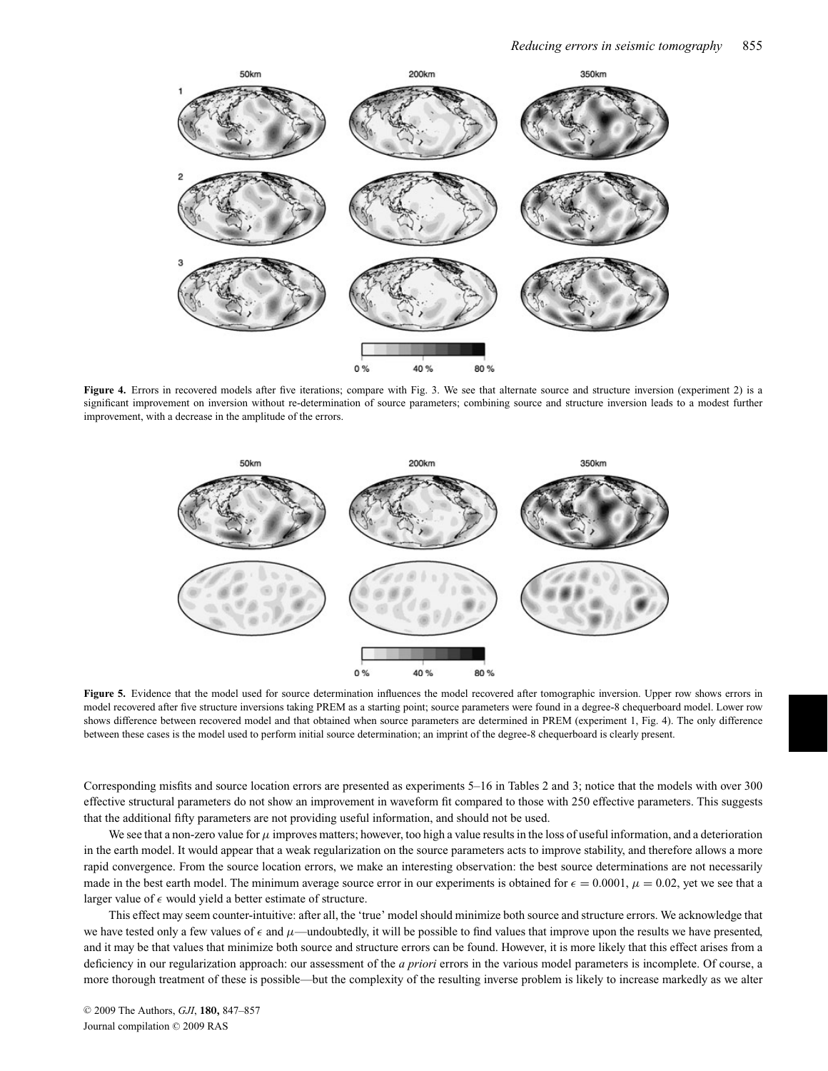**Figure 4.** Errors in recovered models after five iterations; compare with Fig. 3. We see that alternate source and structure inversion (experiment 2) is a significant improvement on inversion without re-determination of source parameters; combining source and structure inversion leads to a modest further improvement, with a decrease in the amplitude of the errors.

**Figure 5.** Evidence that the model used for source determination influences the model recovered after tomographic inversion. Upper row shows errors in model recovered after five structure inversions taking PREM as a starting point; source parameters were found in a degree-8 chequerboard model. Lower row shows difference between recovered model and that obtained when source parameters are determined in PREM (experiment 1, Fig. 4). The only difference between these cases is the model used to perform initial source determination; an imprint of the degree-8 chequerboard is clearly present.

Corresponding misfits and source location errors are presented as experiments 5–16 in Tables 2 and 3; notice that the models with over 300 effective structural parameters do not show an improvement in waveform fit compared to those with 250 effective parameters. This suggests that the additional fifty parameters are not providing useful information, and should not be used.

We see that a non-zero value for $\mu$ improves matters; however, too high a value results in the loss of useful information, and a deterioration in the earth model. It would appear that a weak regularization on the source parameters acts to improve stability, and therefore allows a more rapid convergence. From the source location errors, we make an interesting observation: the best source determinations are not necessarily made in the best earth model. The minimum average source error in our experiments is obtained for $\epsilon = 0.0001$, $\mu = 0.02$, yet we see that a larger value of $\epsilon$ would yield a better estimate of structure.

This effect may seem counter-intuitive: after all, the 'true' model should minimize both source and structure errors. We acknowledge that we have tested only a few values of $\epsilon$ and $\mu$—undoubtedly, it will be possible to find values that improve upon the results we have presented, and it may be that values that minimize both source and structure errors can be found. However, it is more likely that this effect arises from a deficiency in our regularization approach: our assessment of the *a priori* errors in the various model parameters is incomplete. Of course, a more thorough treatment of these is possible—but the complexity of the resulting inverse problem is likely to increase markedly as we alter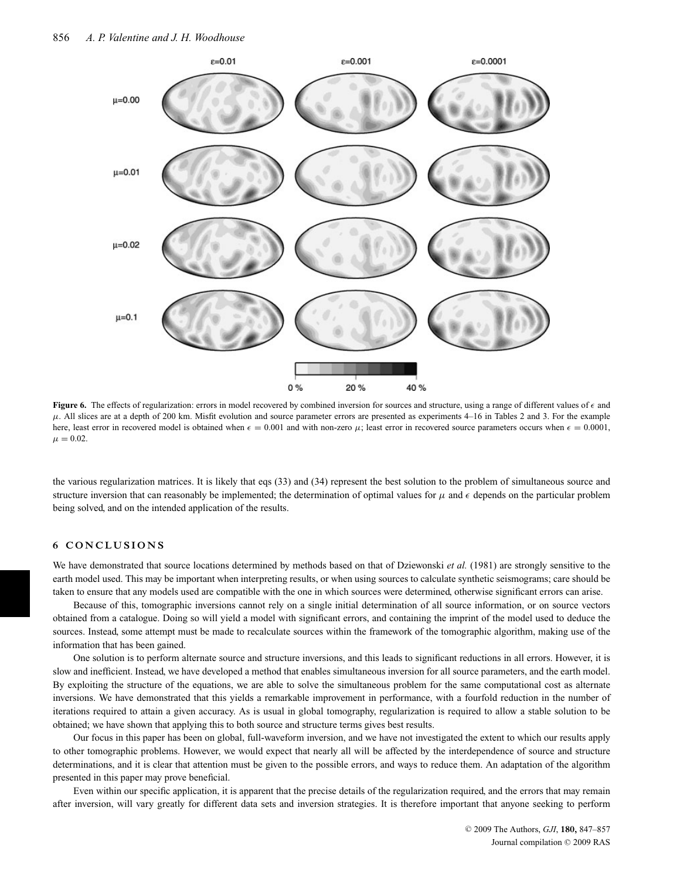**Figure 6.** The effects of regularization: errors in model recovered by combined inversion for sources and structure, using a range of different values of $\epsilon$ and $\mu$. All slices are at a depth of 200 km. Misfit evolution and source parameter errors are presented as experiments 4–16 in Tables 2 and 3. For the example here, least error in recovered model is obtained when $\epsilon = 0.001$ and with non-zero $\mu$; least error in recovered source parameters occurs when $\epsilon = 0.0001$, $\mu = 0.02$.

the various regularization matrices. It is likely that eqs (33) and (34) represent the best solution to the problem of simultaneous source and structure inversion that can reasonably be implemented; the determination of optimal values for $\mu$ and $\epsilon$ depends on the particular problem being solved, and on the intended application of the results.

## 6 CONCLUSIONS

We have demonstrated that source locations determined by methods based on that of Dziewonski *et al.* (1981) are strongly sensitive to the earth model used. This may be important when interpreting results, or when using sources to calculate synthetic seismograms; care should be taken to ensure that any models used are compatible with the one in which sources were determined, otherwise significant errors can arise.

Because of this, tomographic inversions cannot rely on a single initial determination of all source information, or on source vectors obtained from a catalogue. Doing so will yield a model with significant errors, and containing the imprint of the model used to deduce the sources. Instead, some attempt must be made to recalculate sources within the framework of the tomographic algorithm, making use of the information that has been gained.

One solution is to perform alternate source and structure inversions, and this leads to significant reductions in all errors. However, it is slow and inefficient. Instead, we have developed a method that enables simultaneous inversion for all source parameters, and the earth model. By exploiting the structure of the equations, we are able to solve the simultaneous problem for the same computational cost as alternate inversions. We have demonstrated that this yields a remarkable improvement in performance, with a fourfold reduction in the number of iterations required to attain a given accuracy. As is usual in global tomography, regularization is required to allow a stable solution to be obtained; we have shown that applying this to both source and structure terms gives best results.

Our focus in this paper has been on global, full-waveform inversion, and we have not investigated the extent to which our results apply to other tomographic problems. However, we would expect that nearly all will be affected by the interdependence of source and structure determinations, and it is clear that attention must be given to the possible errors, and ways to reduce them. An adaptation of the algorithm presented in this paper may prove beneficial.

Even within our specific application, it is apparent that the precise details of the regularization required, and the errors that may remain after inversion, will vary greatly for different data sets and inversion strategies. It is therefore important that anyone seeking to perform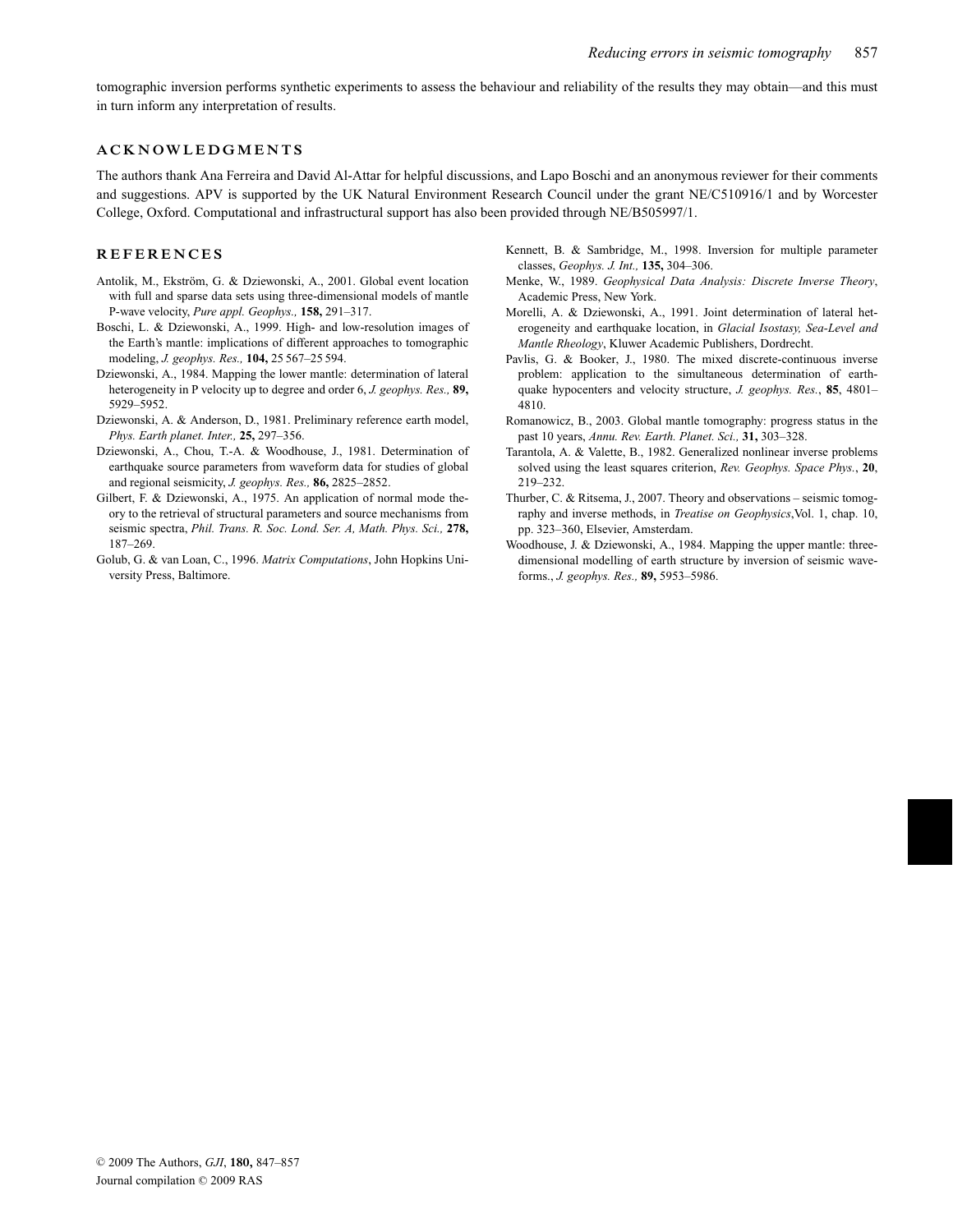tomographic inversion performs synthetic experiments to assess the behaviour and reliability of the results they may obtain—and this must in turn inform any interpretation of results.

## ACKNOWLEDGMENTS

The authors thank Ana Ferreira and David Al-Attar for helpful discussions, and Lapo Boschi and an anonymous reviewer for their comments and suggestions. APV is supported by the UK Natural Environment Research Council under the grant NE/C510916/1 and by Worcester College, Oxford. Computational and infrastructural support has also been provided through NE/B505997/1.

## REFERENCES

Antolik, M., Ekström, G. & Dziewonski, A., 2001. Global event location with full and sparse data sets using three-dimensional models of mantle P-wave velocity, *Pure appl. Geophys.,* **158,** 291–317.

Boschi, L. & Dziewonski, A., 1999. High- and low-resolution images of the Earth's mantle: implications of different approaches to tomographic modeling, *J. geophys. Res.,* **104,** 25 567–25 594.

Dziewonski, A., 1984. Mapping the lower mantle: determination of lateral heterogeneity in P velocity up to degree and order 6, *J. geophys. Res.,* **89,** 5929–5952.

Dziewonski, A. & Anderson, D., 1981. Preliminary reference earth model, *Phys. Earth planet. Inter.,* **25,** 297–356.

Dziewonski, A., Chou, T.-A. & Woodhouse, J., 1981. Determination of earthquake source parameters from waveform data for studies of global and regional seismicity, *J. geophys. Res.,* **86,** 2825–2852.

Gilbert, F. & Dziewonski, A., 1975. An application of normal mode theory to the retrieval of structural parameters and source mechanisms from seismic spectra, *Phil. Trans. R. Soc. Lond. Ser. A, Math. Phys. Sci.,* **278,** 187–269.

Golub, G. & van Loan, C., 1996. *Matrix Computations*, John Hopkins University Press, Baltimore.

Kennett, B. & Sambridge, M., 1998. Inversion for multiple parameter classes, *Geophys. J. Int.,* **135,** 304–306.

Menke, W., 1989. *Geophysical Data Analysis: Discrete Inverse Theory*, Academic Press, New York.

Morelli, A. & Dziewonski, A., 1991. Joint determination of lateral heterogeneity and earthquake location, in *Glacial Isostasy, Sea-Level and Mantle Rheology*, Kluwer Academic Publishers, Dordrecht.

Pavlis, G. & Booker, J., 1980. The mixed discrete-continuous inverse problem: application to the simultaneous determination of earthquake hypocenters and velocity structure, *J. geophys. Res.*, **85**, 4801–4810.

Romanowicz, B., 2003. Global mantle tomography: progress status in the past 10 years, *Annu. Rev. Earth. Planet. Sci.,* **31,** 303–328.

Tarantola, A. & Valette, B., 1982. Generalized nonlinear inverse problems solved using the least squares criterion, *Rev. Geophys. Space Phys.*, **20**, 219–232.

Thurber, C. & Ritsema, J., 2007. Theory and observations – seismic tomography and inverse methods, in *Treatise on Geophysics*,Vol. 1, chap. 10, pp. 323–360, Elsevier, Amsterdam.

Woodhouse, J. & Dziewonski, A., 1984. Mapping the upper mantle: three-dimensional modelling of earth structure by inversion of seismic waveforms., *J. geophys. Res.,* **89,** 5953–5986.